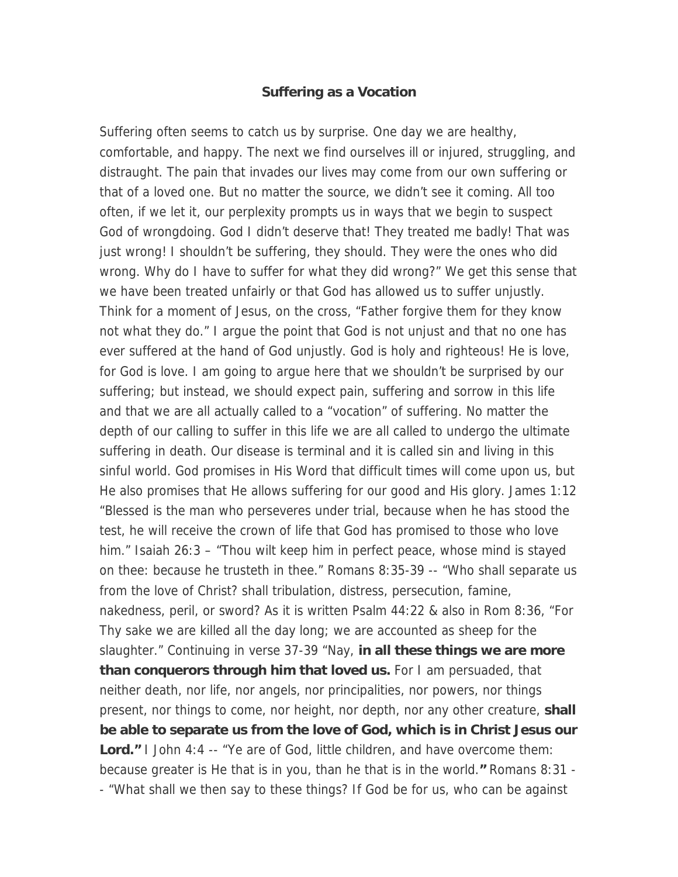**Suffering as a Vocation**

Suffering often seems to catch us by surprise. One day we are healthy, comfortable, and happy. The next we find ourselves ill or injured, struggling, and distraught. The pain that invades our lives may come from our own suffering or that of a loved one. But no matter the source, we didn't see it coming. All too often, if we let it, our perplexity prompts us in ways that we begin to suspect God of wrongdoing. God I didn't deserve that! They treated me badly! That was just wrong! I shouldn't be suffering, they should. They were the ones who did wrong. Why do I have to suffer for what they did wrong?" We get this sense that we have been treated unfairly or that God has allowed us to suffer unjustly. Think for a moment of Jesus, on the cross, "Father forgive them for they know not what they do." I argue the point that God is not unjust and that no one has ever suffered at the hand of God unjustly. God is holy and righteous! He is love, for God is love. I am going to argue here that we shouldn't be surprised by our suffering; but instead, we should expect pain, suffering and sorrow in this life and that we are all actually called to a "vocation" of suffering. No matter the depth of our calling to suffer in this life we are all called to undergo the ultimate suffering in death. Our disease is terminal and it is called sin and living in this sinful world. God promises in His Word that difficult times will come upon us, but He also promises that He allows suffering for our good and His glory. James 1:12 "Blessed is the man who perseveres under trial, because when he has stood the test, he will receive the crown of life that God has promised to those who love him." Isaiah 26:3 – "Thou wilt keep him in perfect peace, whose mind is stayed on thee: because he trusteth in thee." Romans 8:35-39 -- "Who shall separate us from the love of Christ? shall tribulation, distress, persecution, famine, nakedness, peril, or sword? As it is written Psalm 44:22 & also in Rom 8:36, "For Thy sake we are killed all the day long; we are accounted as sheep for the slaughter." Continuing in verse 37-39 "Nay, **in all these things we are more than conquerors through him that loved us.** For I am persuaded, that neither death, nor life, nor angels, nor principalities, nor powers, nor things present, nor things to come, nor height, nor depth, nor any other creature, **shall be able to separate us from the love of God, which is in Christ Jesus our Lord."** I John 4:4 -- "Ye are of God, little children, and have overcome them: because greater is He that is in you, than he that is in the world.**"** Romans 8:31 -- "What shall we then say to these things? If God be for us, who can be against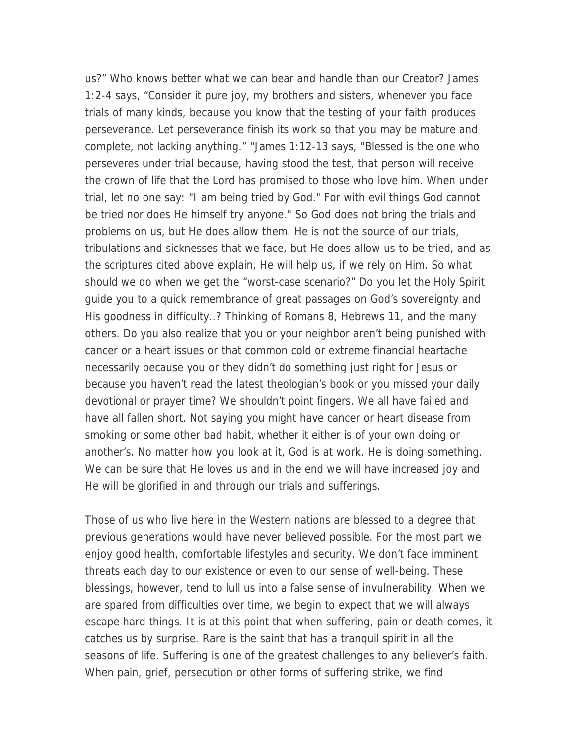us?" Who knows better what we can bear and handle than our Creator? James 1:2-4 says, "Consider it pure joy, my brothers and sisters, whenever you face trials of many kinds, because you know that the testing of your faith produces perseverance. Let perseverance finish its work so that you may be mature and complete, not lacking anything." "James 1:12-13 says, "Blessed is the one who perseveres under trial because, having stood the test, that person will receive the crown of life that the Lord has promised to those who love him. When under trial, let no one say: "I am being tried by God." For with evil things God cannot be tried nor does He himself try anyone." So God does not bring the trials and problems on us, but He does allow them. He is not the source of our trials, tribulations and sicknesses that we face, but He does allow us to be tried, and as the scriptures cited above explain, He will help us, if we rely on Him. So what should we do when we get the "worst-case scenario?" Do you let the Holy Spirit guide you to a quick remembrance of great passages on God's sovereignty and His goodness in difficulty..? Thinking of Romans 8, Hebrews 11, and the many others. Do you also realize that you or your neighbor aren't being punished with cancer or a heart issues or that common cold or extreme financial heartache necessarily because you or they didn't do something just right for Jesus or because you haven't read the latest theologian's book or you missed your daily devotional or prayer time? We shouldn't point fingers. We all have failed and have all fallen short. Not saying you might have cancer or heart disease from smoking or some other bad habit, whether it either is of your own doing or another's. No matter how you look at it, God is at work. He is doing something. We can be sure that He loves us and in the end we will have increased joy and He will be glorified in and through our trials and sufferings.

Those of us who live here in the Western nations are blessed to a degree that previous generations would have never believed possible. For the most part we enjoy good health, comfortable lifestyles and security. We don't face imminent threats each day to our existence or even to our sense of well-being. These blessings, however, tend to lull us into a false sense of invulnerability. When we are spared from difficulties over time, we begin to expect that we will always escape hard things. It is at this point that when suffering, pain or death comes, it catches us by surprise. Rare is the saint that has a tranquil spirit in all the seasons of life. Suffering is one of the greatest challenges to any believer's faith. When pain, grief, persecution or other forms of suffering strike, we find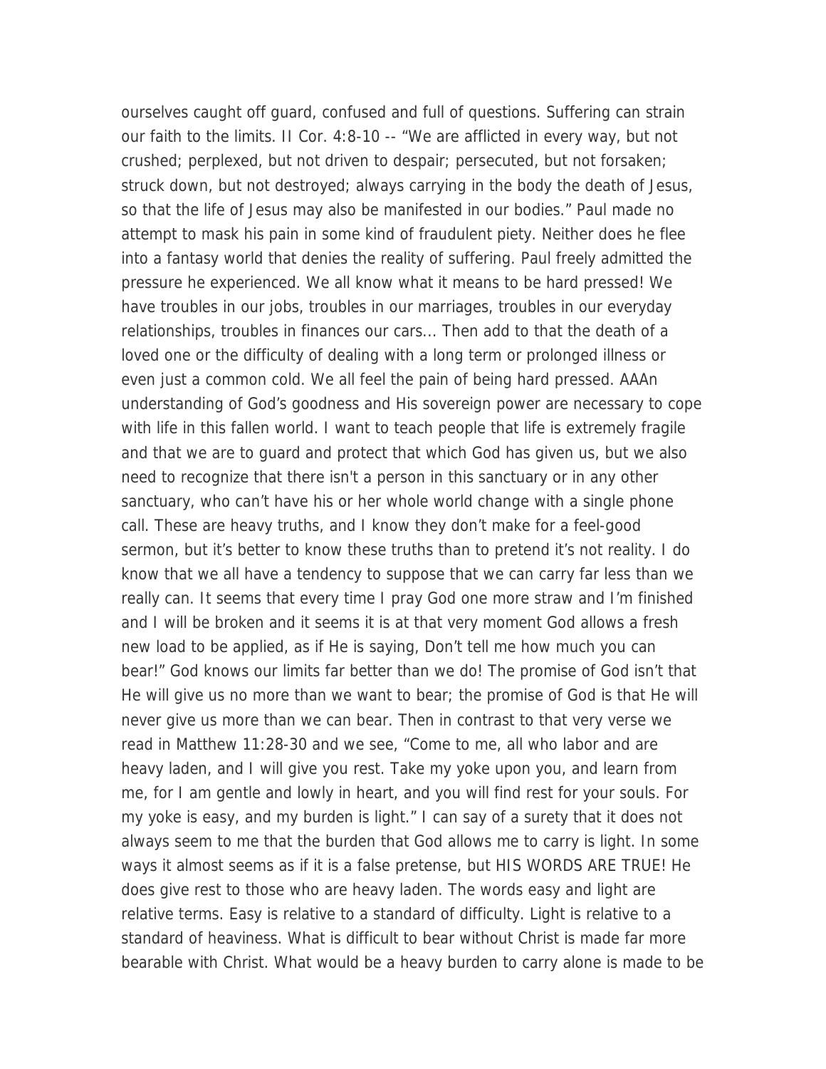ourselves caught off guard, confused and full of questions. Suffering can strain our faith to the limits. II Cor. 4:8-10 -- "We are afflicted in every way, but not crushed; perplexed, but not driven to despair; persecuted, but not forsaken; struck down, but not destroyed; always carrying in the body the death of Jesus, so that the life of Jesus may also be manifested in our bodies." Paul made no attempt to mask his pain in some kind of fraudulent piety. Neither does he flee into a fantasy world that denies the reality of suffering. Paul freely admitted the pressure he experienced. We all know what it means to be hard pressed! We have troubles in our jobs, troubles in our marriages, troubles in our everyday relationships, troubles in finances our cars… Then add to that the death of a loved one or the difficulty of dealing with a long term or prolonged illness or even just a common cold. We all feel the pain of being hard pressed. AAAn understanding of God's goodness and His sovereign power are necessary to cope with life in this fallen world. I want to teach people that life is extremely fragile and that we are to guard and protect that which God has given us, but we also need to recognize that there isn't a person in this sanctuary or in any other sanctuary, who can't have his or her whole world change with a single phone call. These are heavy truths, and I know they don't make for a feel-good sermon, but it's better to know these truths than to pretend it's not reality. I do know that we all have a tendency to suppose that we can carry far less than we really can. It seems that every time I pray God one more straw and I'm finished and I will be broken and it seems it is at that very moment God allows a fresh new load to be applied, as if He is saying, Don't tell me how much you can bear!" God knows our limits far better than we do! The promise of God isn't that He will give us no more than we want to bear; the promise of God is that He will never give us more than we can bear. Then in contrast to that very verse we read in Matthew 11:28-30 and we see, "Come to me, all who labor and are heavy laden, and I will give you rest. Take my yoke upon you, and learn from me, for I am gentle and lowly in heart, and you will find rest for your souls. For my yoke is easy, and my burden is light." I can say of a surety that it does not always seem to me that the burden that God allows me to carry is light. In some ways it almost seems as if it is a false pretense, but HIS WORDS ARE TRUE! He does give rest to those who are heavy laden. The words easy and light are relative terms. Easy is relative to a standard of difficulty. Light is relative to a standard of heaviness. What is difficult to bear without Christ is made far more bearable with Christ. What would be a heavy burden to carry alone is made to be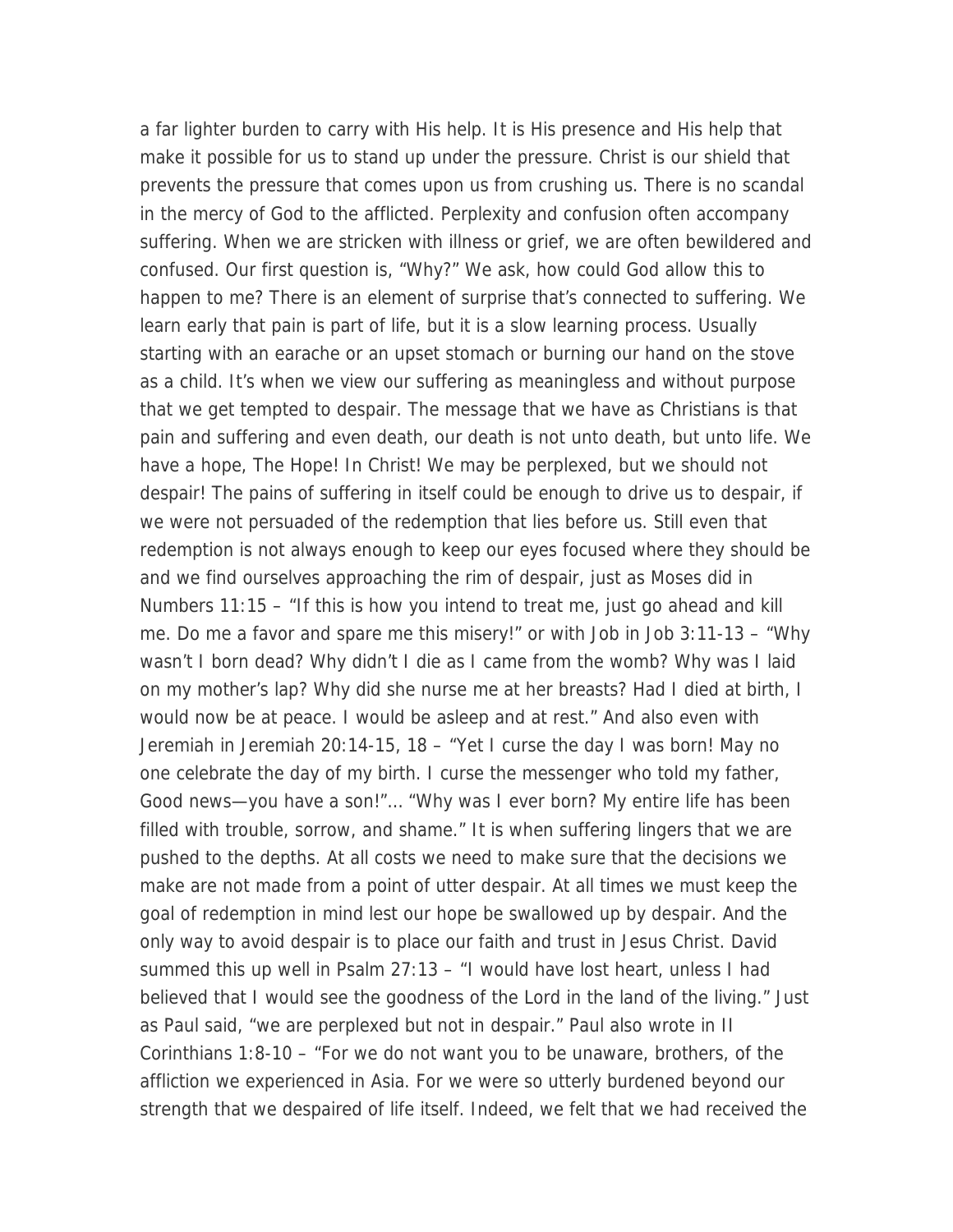a far lighter burden to carry with His help. It is His presence and His help that make it possible for us to stand up under the pressure. Christ is our shield that prevents the pressure that comes upon us from crushing us. There is no scandal in the mercy of God to the afflicted. Perplexity and confusion often accompany suffering. When we are stricken with illness or grief, we are often bewildered and confused. Our first question is, "Why?" We ask, how could God allow this to happen to me? There is an element of surprise that's connected to suffering. We learn early that pain is part of life, but it is a slow learning process. Usually starting with an earache or an upset stomach or burning our hand on the stove as a child. It's when we view our suffering as meaningless and without purpose that we get tempted to despair. The message that we have as Christians is that pain and suffering and even death, our death is not unto death, but unto life. We have a hope, The Hope! In Christ! We may be perplexed, but we should not despair! The pains of suffering in itself could be enough to drive us to despair, if we were not persuaded of the redemption that lies before us. Still even that redemption is not always enough to keep our eyes focused where they should be and we find ourselves approaching the rim of despair, just as Moses did in Numbers 11:15 – "If this is how you intend to treat me, just go ahead and kill me. Do me a favor and spare me this misery!" or with Job in Job 3:11-13 – "Why wasn't I born dead? Why didn't I die as I came from the womb? Why was I laid on my mother's lap? Why did she nurse me at her breasts? Had I died at birth, I would now be at peace. I would be asleep and at rest." And also even with Jeremiah in Jeremiah 20:14-15, 18 – "Yet I curse the day I was born! May no one celebrate the day of my birth. I curse the messenger who told my father, Good news—you have a son!"… "Why was I ever born? My entire life has been filled with trouble, sorrow, and shame." It is when suffering lingers that we are pushed to the depths. At all costs we need to make sure that the decisions we make are not made from a point of utter despair. At all times we must keep the goal of redemption in mind lest our hope be swallowed up by despair. And the only way to avoid despair is to place our faith and trust in Jesus Christ. David summed this up well in Psalm 27:13 – "I would have lost heart, unless I had believed that I would see the goodness of the Lord in the land of the living." Just as Paul said, "we are perplexed but not in despair." Paul also wrote in II Corinthians 1:8-10 – "For we do not want you to be unaware, brothers, of the affliction we experienced in Asia. For we were so utterly burdened beyond our strength that we despaired of life itself. Indeed, we felt that we had received the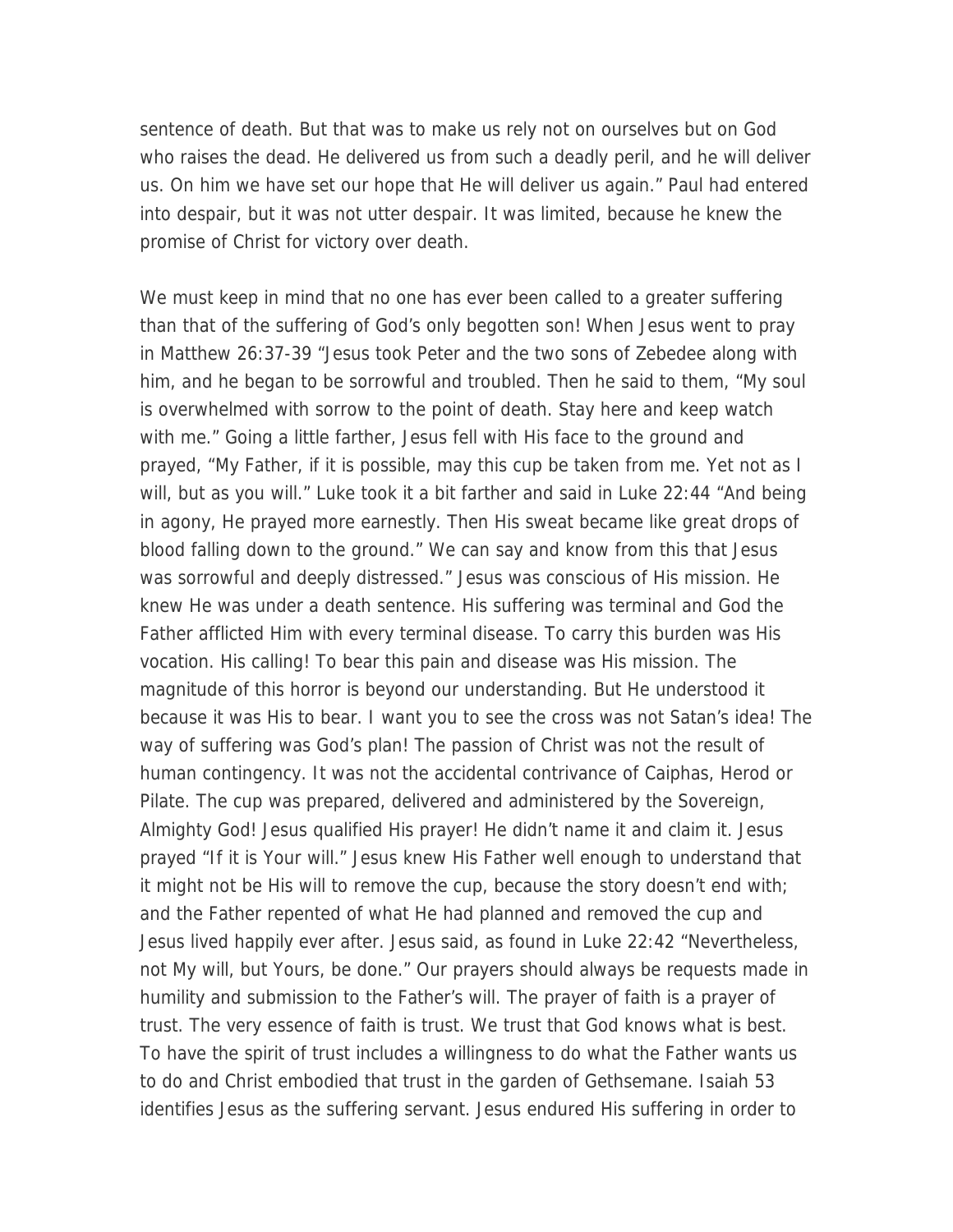sentence of death. But that was to make us rely not on ourselves but on God who raises the dead. He delivered us from such a deadly peril, and he will deliver us. On him we have set our hope that He will deliver us again." Paul had entered into despair, but it was not utter despair. It was limited, because he knew the promise of Christ for victory over death.

We must keep in mind that no one has ever been called to a greater suffering than that of the suffering of God's only begotten son! When Jesus went to pray in Matthew 26:37-39 "Jesus took Peter and the two sons of Zebedee along with him, and he began to be sorrowful and troubled. Then he said to them, "My soul is overwhelmed with sorrow to the point of death. Stay here and keep watch with me." Going a little farther, Jesus fell with His face to the ground and prayed, "My Father, if it is possible, may this cup be taken from me. Yet not as I will, but as you will." Luke took it a bit farther and said in Luke 22:44 "And being in agony, He prayed more earnestly. Then His sweat became like great drops of blood falling down to the ground." We can say and know from this that Jesus was sorrowful and deeply distressed." Jesus was conscious of His mission. He knew He was under a death sentence. His suffering was terminal and God the Father afflicted Him with every terminal disease. To carry this burden was His vocation. His calling! To bear this pain and disease was His mission. The magnitude of this horror is beyond our understanding. But He understood it because it was His to bear. I want you to see the cross was not Satan's idea! The way of suffering was God's plan! The passion of Christ was not the result of human contingency. It was not the accidental contrivance of Caiphas, Herod or Pilate. The cup was prepared, delivered and administered by the Sovereign, Almighty God! Jesus qualified His prayer! He didn't name it and claim it. Jesus prayed "If it is Your will." Jesus knew His Father well enough to understand that it might not be His will to remove the cup, because the story doesn't end with; and the Father repented of what He had planned and removed the cup and Jesus lived happily ever after. Jesus said, as found in Luke 22:42 "Nevertheless, not My will, but Yours, be done." Our prayers should always be requests made in humility and submission to the Father's will. The prayer of faith is a prayer of trust. The very essence of faith is trust. We trust that God knows what is best. To have the spirit of trust includes a willingness to do what the Father wants us to do and Christ embodied that trust in the garden of Gethsemane. Isaiah 53 identifies Jesus as the suffering servant. Jesus endured His suffering in order to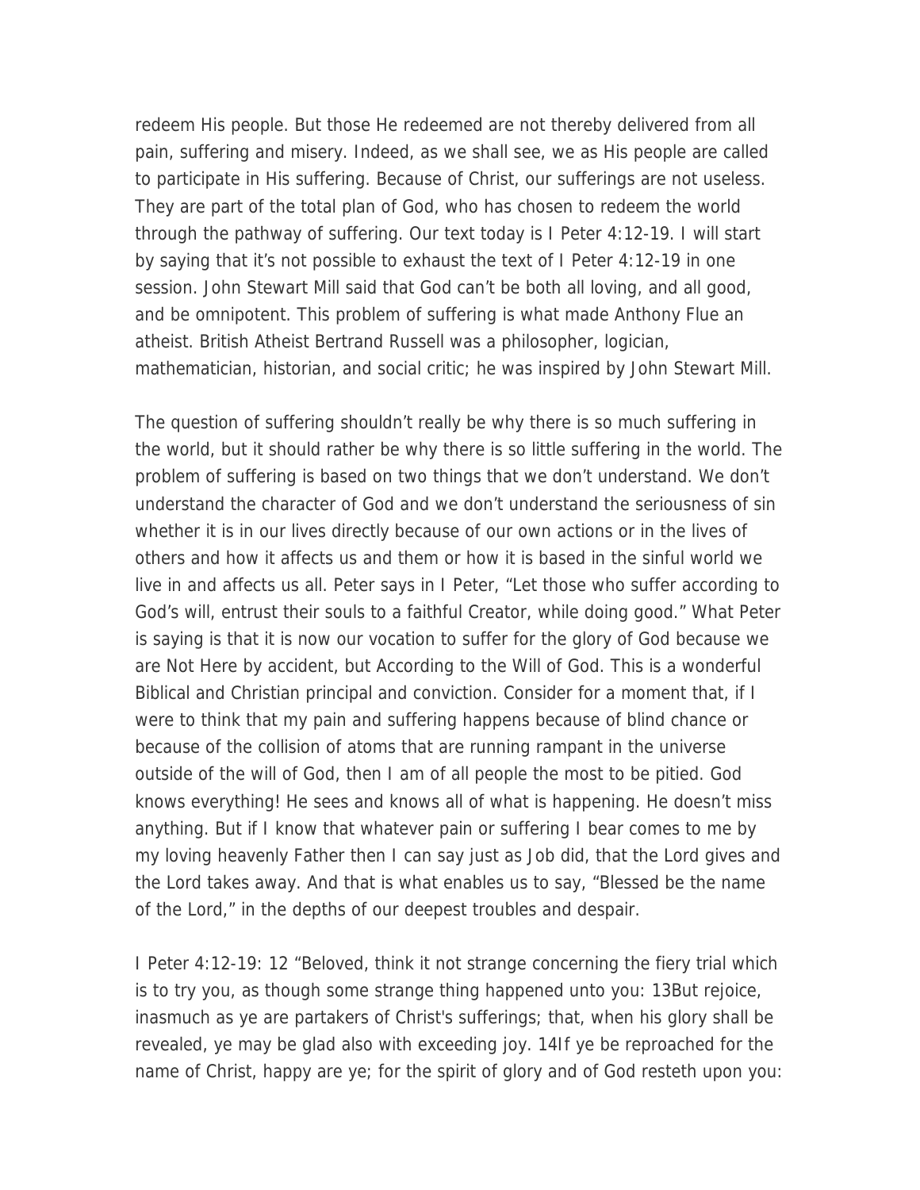redeem His people. But those He redeemed are not thereby delivered from all pain, suffering and misery. Indeed, as we shall see, we as His people are called to participate in His suffering. Because of Christ, our sufferings are not useless. They are part of the total plan of God, who has chosen to redeem the world through the pathway of suffering. Our text today is I Peter 4:12-19. I will start by saying that it's not possible to exhaust the text of I Peter 4:12-19 in one session. John Stewart Mill said that God can't be both all loving, and all good, and be omnipotent. This problem of suffering is what made Anthony Flue an atheist. British Atheist Bertrand Russell was a philosopher, logician, mathematician, historian, and social critic; he was inspired by John Stewart Mill.

The question of suffering shouldn't really be why there is so much suffering in the world, but it should rather be why there is so little suffering in the world. The problem of suffering is based on two things that we don't understand. We don't understand the character of God and we don't understand the seriousness of sin whether it is in our lives directly because of our own actions or in the lives of others and how it affects us and them or how it is based in the sinful world we live in and affects us all. Peter says in I Peter, "Let those who suffer according to God's will, entrust their souls to a faithful Creator, while doing good." What Peter is saying is that it is now our vocation to suffer for the glory of God because we are Not Here by accident, but According to the Will of God. This is a wonderful Biblical and Christian principal and conviction. Consider for a moment that, if I were to think that my pain and suffering happens because of blind chance or because of the collision of atoms that are running rampant in the universe outside of the will of God, then I am of all people the most to be pitied. God knows everything! He sees and knows all of what is happening. He doesn't miss anything. But if I know that whatever pain or suffering I bear comes to me by my loving heavenly Father then I can say just as Job did, that the Lord gives and the Lord takes away. And that is what enables us to say, "Blessed be the name of the Lord," in the depths of our deepest troubles and despair.

I Peter 4:12-19: 12 "Beloved, think it not strange concerning the fiery trial which is to try you, as though some strange thing happened unto you: 13But rejoice, inasmuch as ye are partakers of Christ's sufferings; that, when his glory shall be revealed, ye may be glad also with exceeding joy. 14If ye be reproached for the name of Christ, happy are ye; for the spirit of glory and of God resteth upon you: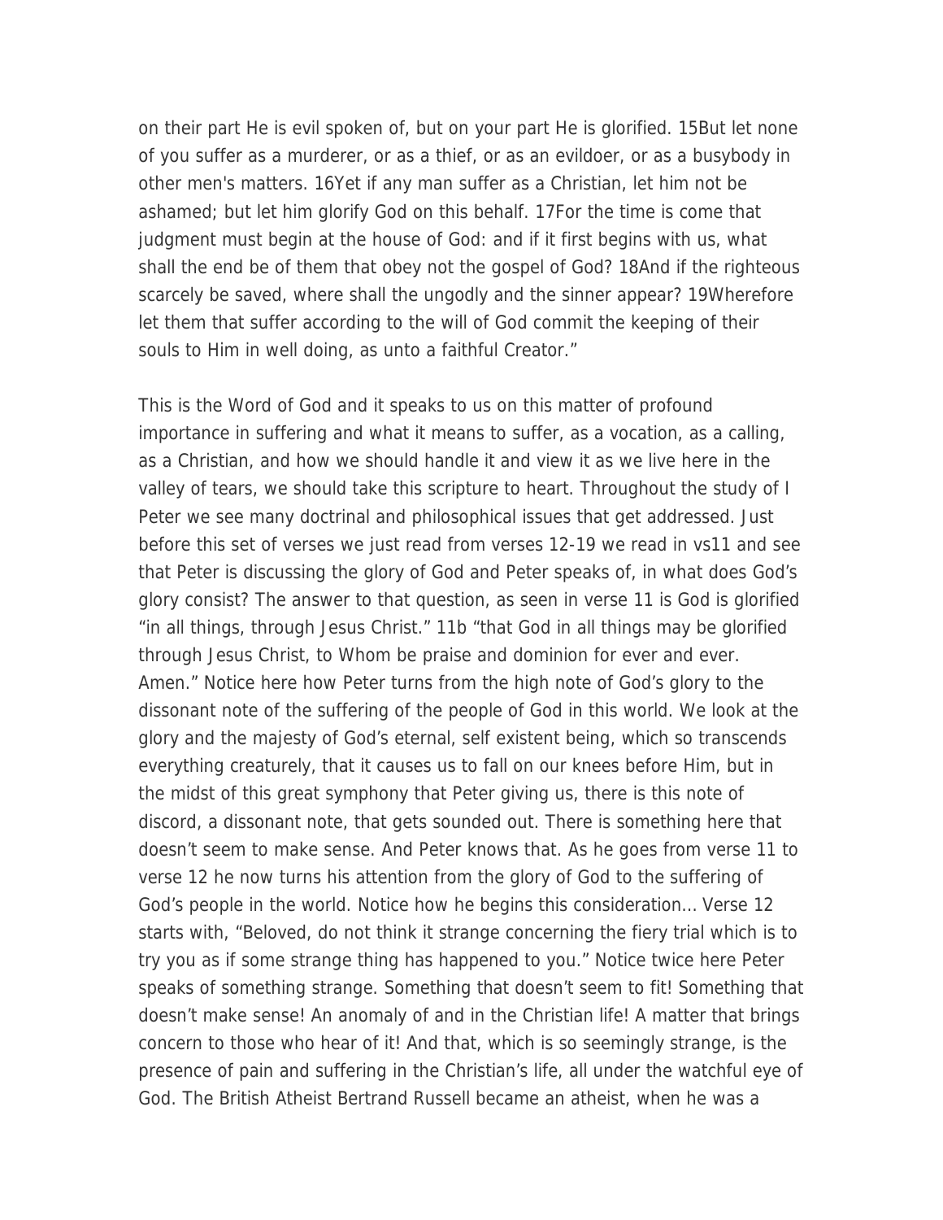on their part He is evil spoken of, but on your part He is glorified. 15But let none of you suffer as a murderer, or as a thief, or as an evildoer, or as a busybody in other men's matters. 16Yet if any man suffer as a Christian, let him not be ashamed; but let him glorify God on this behalf. 17For the time is come that judgment must begin at the house of God: and if it first begins with us, what shall the end be of them that obey not the gospel of God? 18And if the righteous scarcely be saved, where shall the ungodly and the sinner appear? 19Wherefore let them that suffer according to the will of God commit the keeping of their souls to Him in well doing, as unto a faithful Creator."

This is the Word of God and it speaks to us on this matter of profound importance in suffering and what it means to suffer, as a vocation, as a calling, as a Christian, and how we should handle it and view it as we live here in the valley of tears, we should take this scripture to heart. Throughout the study of I Peter we see many doctrinal and philosophical issues that get addressed. Just before this set of verses we just read from verses 12-19 we read in vs11 and see that Peter is discussing the glory of God and Peter speaks of, in what does God's glory consist? The answer to that question, as seen in verse 11 is God is glorified "in all things, through Jesus Christ." 11b "that God in all things may be glorified through Jesus Christ, to Whom be praise and dominion for ever and ever. Amen." Notice here how Peter turns from the high note of God's glory to the dissonant note of the suffering of the people of God in this world. We look at the glory and the majesty of God's eternal, self existent being, which so transcends everything creaturely, that it causes us to fall on our knees before Him, but in the midst of this great symphony that Peter giving us, there is this note of discord, a dissonant note, that gets sounded out. There is something here that doesn't seem to make sense. And Peter knows that. As he goes from verse 11 to verse 12 he now turns his attention from the glory of God to the suffering of God's people in the world. Notice how he begins this consideration... Verse 12 starts with, "Beloved, do not think it strange concerning the fiery trial which is to try you as if some strange thing has happened to you." Notice twice here Peter speaks of something strange. Something that doesn't seem to fit! Something that doesn't make sense! An anomaly of and in the Christian life! A matter that brings concern to those who hear of it! And that, which is so seemingly strange, is the presence of pain and suffering in the Christian's life, all under the watchful eye of God. The British Atheist Bertrand Russell became an atheist, when he was a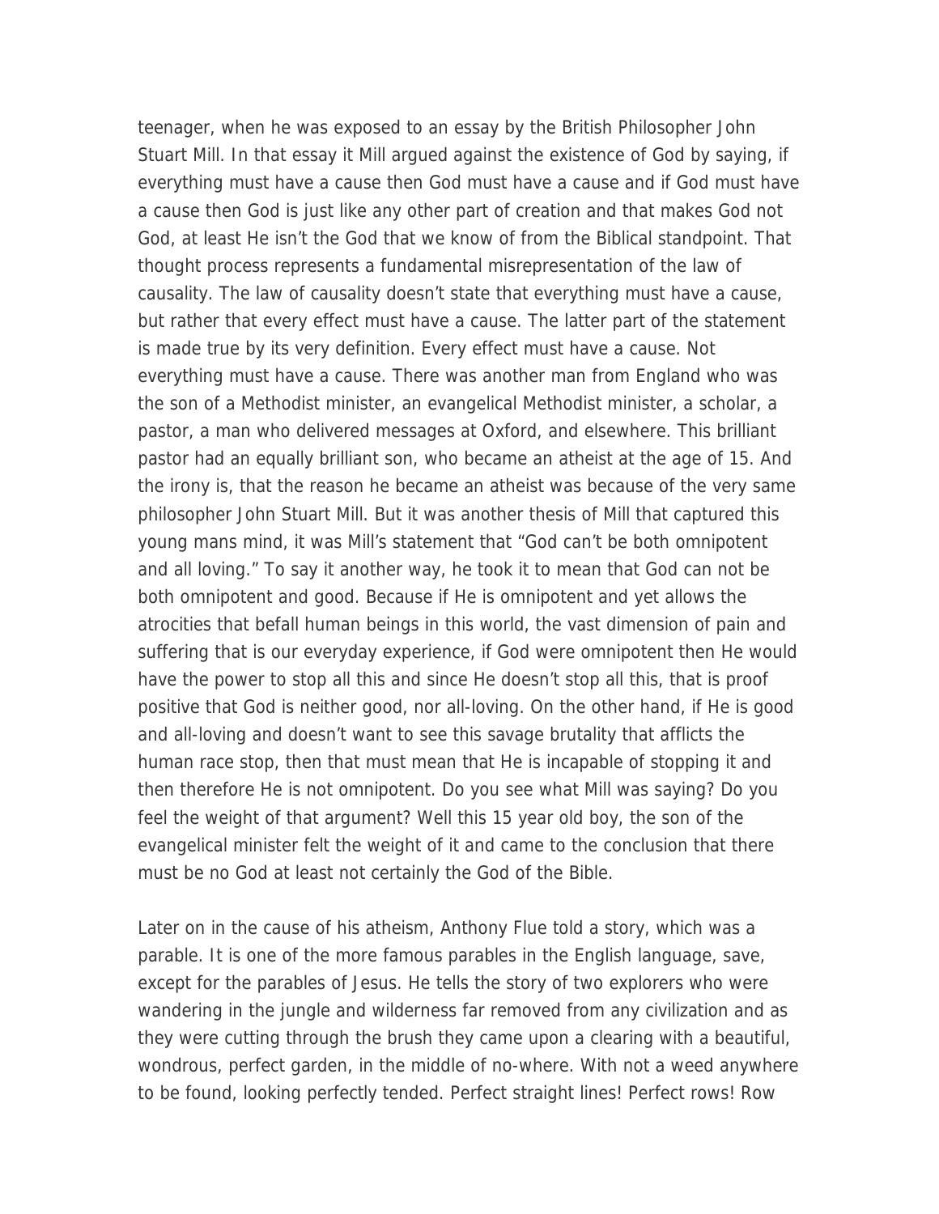teenager, when he was exposed to an essay by the British Philosopher John Stuart Mill. In that essay it Mill argued against the existence of God by saying, if everything must have a cause then God must have a cause and if God must have a cause then God is just like any other part of creation and that makes God not God, at least He isn't the God that we know of from the Biblical standpoint. That thought process represents a fundamental misrepresentation of the law of causality. The law of causality doesn't state that everything must have a cause, but rather that every effect must have a cause. The latter part of the statement is made true by its very definition. Every effect must have a cause. Not everything must have a cause. There was another man from England who was the son of a Methodist minister, an evangelical Methodist minister, a scholar, a pastor, a man who delivered messages at Oxford, and elsewhere. This brilliant pastor had an equally brilliant son, who became an atheist at the age of 15. And the irony is, that the reason he became an atheist was because of the very same philosopher John Stuart Mill. But it was another thesis of Mill that captured this young mans mind, it was Mill's statement that "God can't be both omnipotent and all loving." To say it another way, he took it to mean that God can not be both omnipotent and good. Because if He is omnipotent and yet allows the atrocities that befall human beings in this world, the vast dimension of pain and suffering that is our everyday experience, if God were omnipotent then He would have the power to stop all this and since He doesn't stop all this, that is proof positive that God is neither good, nor all-loving. On the other hand, if He is good and all-loving and doesn't want to see this savage brutality that afflicts the human race stop, then that must mean that He is incapable of stopping it and then therefore He is not omnipotent. Do you see what Mill was saying? Do you feel the weight of that argument? Well this 15 year old boy, the son of the evangelical minister felt the weight of it and came to the conclusion that there must be no God at least not certainly the God of the Bible.

Later on in the cause of his atheism, Anthony Flue told a story, which was a parable. It is one of the more famous parables in the English language, save, except for the parables of Jesus. He tells the story of two explorers who were wandering in the jungle and wilderness far removed from any civilization and as they were cutting through the brush they came upon a clearing with a beautiful, wondrous, perfect garden, in the middle of no-where. With not a weed anywhere to be found, looking perfectly tended. Perfect straight lines! Perfect rows! Row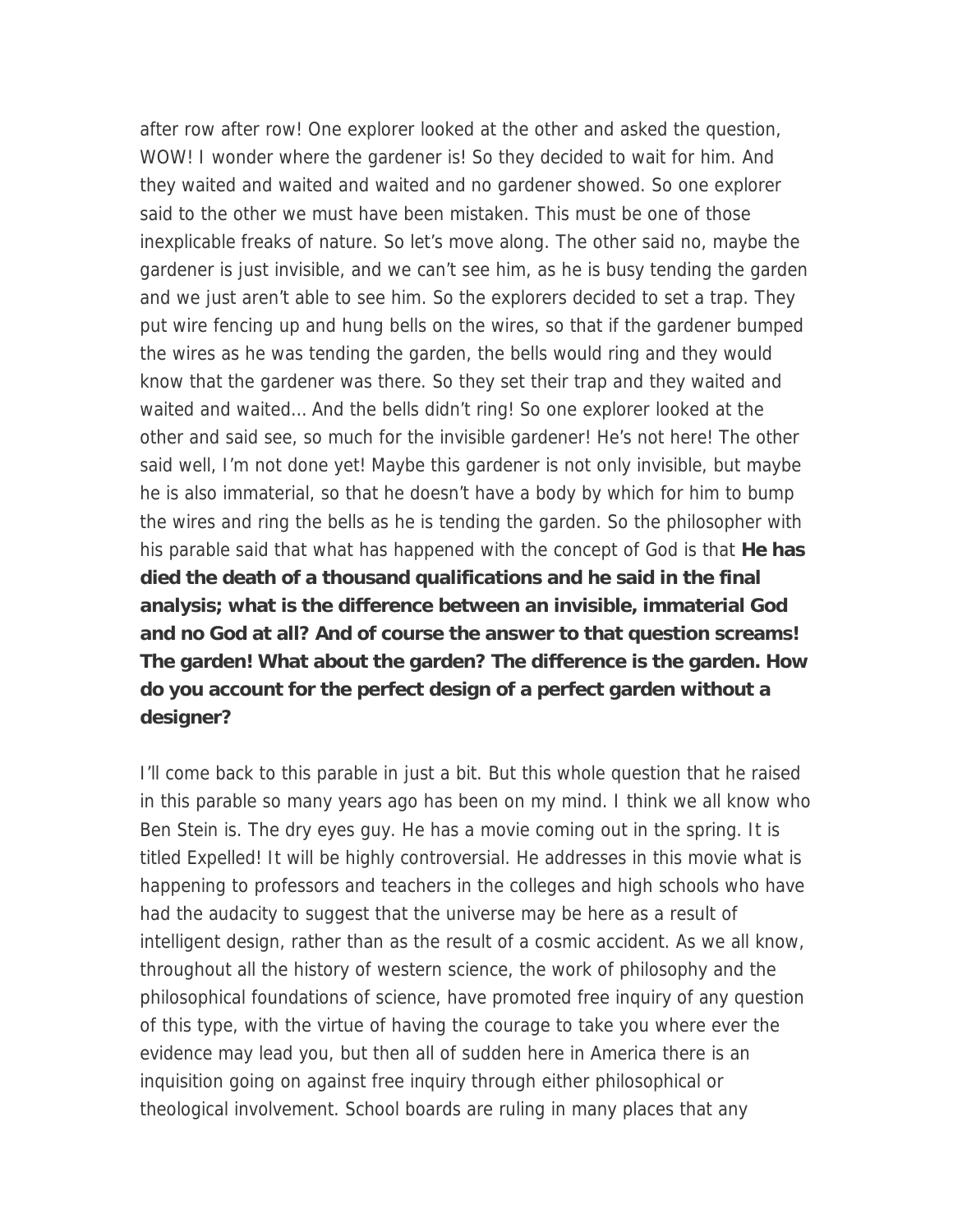after row after row! One explorer looked at the other and asked the question, WOW! I wonder where the gardener is! So they decided to wait for him. And they waited and waited and waited and no gardener showed. So one explorer said to the other we must have been mistaken. This must be one of those inexplicable freaks of nature. So let's move along. The other said no, maybe the gardener is just invisible, and we can't see him, as he is busy tending the garden and we just aren't able to see him. So the explorers decided to set a trap. They put wire fencing up and hung bells on the wires, so that if the gardener bumped the wires as he was tending the garden, the bells would ring and they would know that the gardener was there. So they set their trap and they waited and waited and waited… And the bells didn't ring! So one explorer looked at the other and said see, so much for the invisible gardener! He's not here! The other said well, I'm not done yet! Maybe this gardener is not only invisible, but maybe he is also immaterial, so that he doesn't have a body by which for him to bump the wires and ring the bells as he is tending the garden. So the philosopher with his parable said that what has happened with the concept of God is that **He has died the death of a thousand qualifications and he said in the final analysis; what is the difference between an invisible, immaterial God and no God at all? And of course the answer to that question screams! The garden! What about the garden? The difference is the garden. How do you account for the perfect design of a perfect garden without a designer?**

I'll come back to this parable in just a bit. But this whole question that he raised in this parable so many years ago has been on my mind. I think we all know who Ben Stein is. The dry eyes guy. He has a movie coming out in the spring. It is titled Expelled! It will be highly controversial. He addresses in this movie what is happening to professors and teachers in the colleges and high schools who have had the audacity to suggest that the universe may be here as a result of intelligent design, rather than as the result of a cosmic accident. As we all know, throughout all the history of western science, the work of philosophy and the philosophical foundations of science, have promoted free inquiry of any question of this type, with the virtue of having the courage to take you where ever the evidence may lead you, but then all of sudden here in America there is an inquisition going on against free inquiry through either philosophical or theological involvement. School boards are ruling in many places that any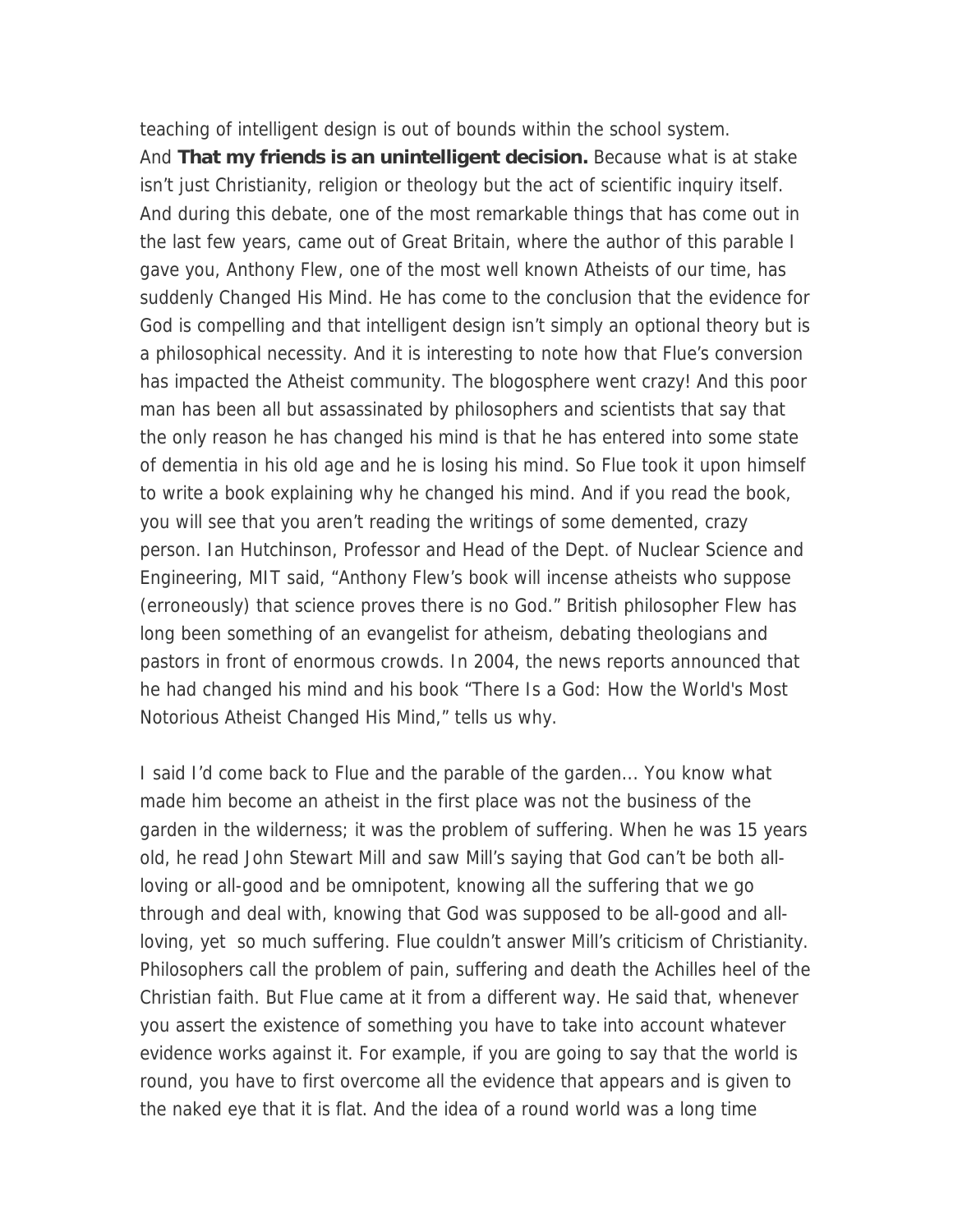teaching of intelligent design is out of bounds within the school system.
And **That my friends is an unintelligent decision.** Because what is at stake isn't just Christianity, religion or theology but the act of scientific inquiry itself. And during this debate, one of the most remarkable things that has come out in the last few years, came out of Great Britain, where the author of this parable I gave you, Anthony Flew, one of the most well known Atheists of our time, has suddenly Changed His Mind. He has come to the conclusion that the evidence for God is compelling and that intelligent design isn't simply an optional theory but is a philosophical necessity. And it is interesting to note how that Flue's conversion has impacted the Atheist community. The blogosphere went crazy! And this poor man has been all but assassinated by philosophers and scientists that say that the only reason he has changed his mind is that he has entered into some state of dementia in his old age and he is losing his mind. So Flue took it upon himself to write a book explaining why he changed his mind. And if you read the book, you will see that you aren't reading the writings of some demented, crazy person. Ian Hutchinson, Professor and Head of the Dept. of Nuclear Science and Engineering, MIT said, "Anthony Flew's book will incense atheists who suppose (erroneously) that science proves there is no God." British philosopher Flew has long been something of an evangelist for atheism, debating theologians and pastors in front of enormous crowds. In 2004, the news reports announced that he had changed his mind and his book "There Is a God: How the World's Most Notorious Atheist Changed His Mind," tells us why.

I said I'd come back to Flue and the parable of the garden... You know what made him become an atheist in the first place was not the business of the garden in the wilderness; it was the problem of suffering. When he was 15 years old, he read John Stewart Mill and saw Mill's saying that God can't be both all-loving or all-good and be omnipotent, knowing all the suffering that we go through and deal with, knowing that God was supposed to be all-good and all-loving, yet so much suffering. Flue couldn't answer Mill's criticism of Christianity. Philosophers call the problem of pain, suffering and death the Achilles heel of the Christian faith. But Flue came at it from a different way. He said that, whenever you assert the existence of something you have to take into account whatever evidence works against it. For example, if you are going to say that the world is round, you have to first overcome all the evidence that appears and is given to the naked eye that it is flat. And the idea of a round world was a long time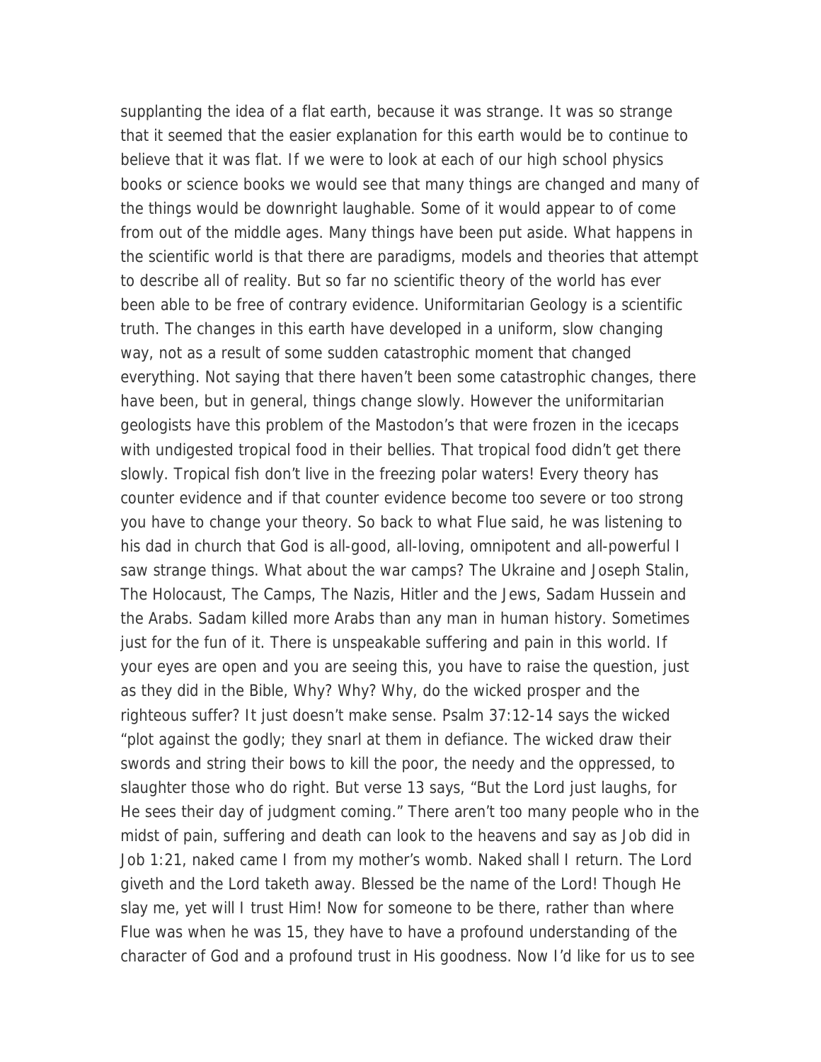supplanting the idea of a flat earth, because it was strange. It was so strange that it seemed that the easier explanation for this earth would be to continue to believe that it was flat. If we were to look at each of our high school physics books or science books we would see that many things are changed and many of the things would be downright laughable. Some of it would appear to of come from out of the middle ages. Many things have been put aside. What happens in the scientific world is that there are paradigms, models and theories that attempt to describe all of reality. But so far no scientific theory of the world has ever been able to be free of contrary evidence. Uniformitarian Geology is a scientific truth. The changes in this earth have developed in a uniform, slow changing way, not as a result of some sudden catastrophic moment that changed everything. Not saying that there haven't been some catastrophic changes, there have been, but in general, things change slowly. However the uniformitarian geologists have this problem of the Mastodon's that were frozen in the icecaps with undigested tropical food in their bellies. That tropical food didn't get there slowly. Tropical fish don't live in the freezing polar waters! Every theory has counter evidence and if that counter evidence become too severe or too strong you have to change your theory. So back to what Flue said, he was listening to his dad in church that God is all-good, all-loving, omnipotent and all-powerful I saw strange things. What about the war camps? The Ukraine and Joseph Stalin, The Holocaust, The Camps, The Nazis, Hitler and the Jews, Sadam Hussein and the Arabs. Sadam killed more Arabs than any man in human history. Sometimes just for the fun of it. There is unspeakable suffering and pain in this world. If your eyes are open and you are seeing this, you have to raise the question, just as they did in the Bible, Why? Why? Why, do the wicked prosper and the righteous suffer? It just doesn't make sense. Psalm 37:12-14 says the wicked "plot against the godly; they snarl at them in defiance. The wicked draw their swords and string their bows to kill the poor, the needy and the oppressed, to slaughter those who do right. But verse 13 says, "But the Lord just laughs, for He sees their day of judgment coming." There aren't too many people who in the midst of pain, suffering and death can look to the heavens and say as Job did in Job 1:21, naked came I from my mother's womb. Naked shall I return. The Lord giveth and the Lord taketh away. Blessed be the name of the Lord! Though He slay me, yet will I trust Him! Now for someone to be there, rather than where Flue was when he was 15, they have to have a profound understanding of the character of God and a profound trust in His goodness. Now I'd like for us to see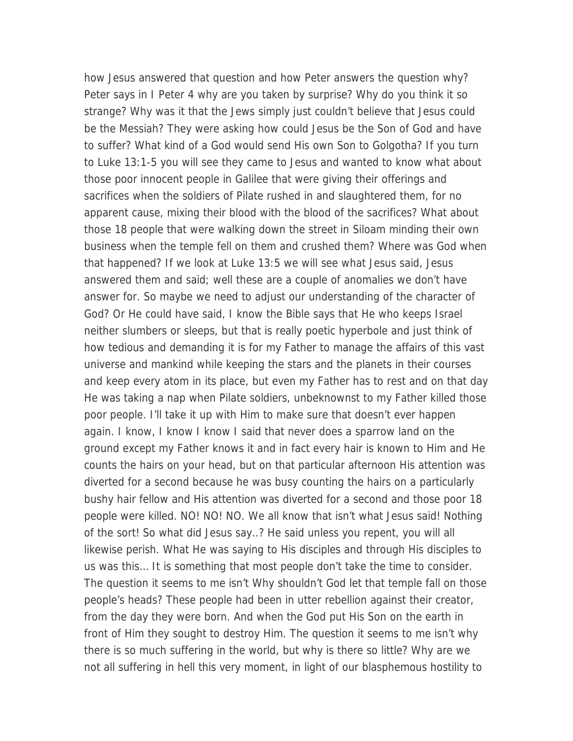how Jesus answered that question and how Peter answers the question why? Peter says in I Peter 4 why are you taken by surprise? Why do you think it so strange? Why was it that the Jews simply just couldn't believe that Jesus could be the Messiah? They were asking how could Jesus be the Son of God and have to suffer? What kind of a God would send His own Son to Golgotha? If you turn to Luke 13:1-5 you will see they came to Jesus and wanted to know what about those poor innocent people in Galilee that were giving their offerings and sacrifices when the soldiers of Pilate rushed in and slaughtered them, for no apparent cause, mixing their blood with the blood of the sacrifices? What about those 18 people that were walking down the street in Siloam minding their own business when the temple fell on them and crushed them? Where was God when that happened? If we look at Luke 13:5 we will see what Jesus said, Jesus answered them and said; well these are a couple of anomalies we don't have answer for. So maybe we need to adjust our understanding of the character of God? Or He could have said, I know the Bible says that He who keeps Israel neither slumbers or sleeps, but that is really poetic hyperbole and just think of how tedious and demanding it is for my Father to manage the affairs of this vast universe and mankind while keeping the stars and the planets in their courses and keep every atom in its place, but even my Father has to rest and on that day He was taking a nap when Pilate soldiers, unbeknownst to my Father killed those poor people. I'll take it up with Him to make sure that doesn't ever happen again. I know, I know I know I said that never does a sparrow land on the ground except my Father knows it and in fact every hair is known to Him and He counts the hairs on your head, but on that particular afternoon His attention was diverted for a second because he was busy counting the hairs on a particularly bushy hair fellow and His attention was diverted for a second and those poor 18 people were killed. NO! NO! NO. We all know that isn't what Jesus said! Nothing of the sort! So what did Jesus say..? He said unless you repent, you will all likewise perish. What He was saying to His disciples and through His disciples to us was this… It is something that most people don't take the time to consider. The question it seems to me isn't Why shouldn't God let that temple fall on those people's heads? These people had been in utter rebellion against their creator, from the day they were born. And when the God put His Son on the earth in front of Him they sought to destroy Him. The question it seems to me isn't why there is so much suffering in the world, but why is there so little? Why are we not all suffering in hell this very moment, in light of our blasphemous hostility to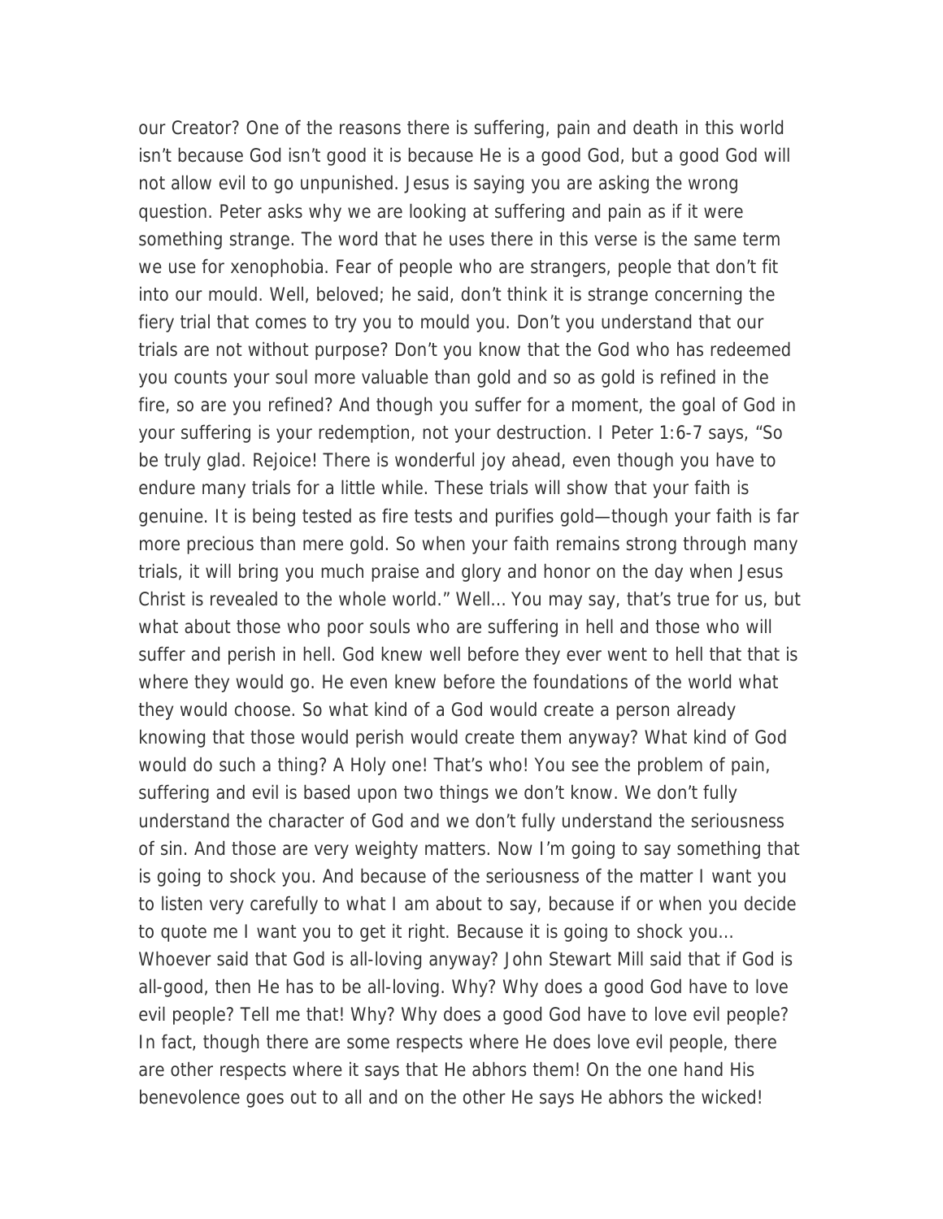our Creator? One of the reasons there is suffering, pain and death in this world isn't because God isn't good it is because He is a good God, but a good God will not allow evil to go unpunished. Jesus is saying you are asking the wrong question. Peter asks why we are looking at suffering and pain as if it were something strange. The word that he uses there in this verse is the same term we use for xenophobia. Fear of people who are strangers, people that don't fit into our mould. Well, beloved; he said, don't think it is strange concerning the fiery trial that comes to try you to mould you. Don't you understand that our trials are not without purpose? Don't you know that the God who has redeemed you counts your soul more valuable than gold and so as gold is refined in the fire, so are you refined? And though you suffer for a moment, the goal of God in your suffering is your redemption, not your destruction. I Peter 1:6-7 says, "So be truly glad. Rejoice! There is wonderful joy ahead, even though you have to endure many trials for a little while. These trials will show that your faith is genuine. It is being tested as fire tests and purifies gold—though your faith is far more precious than mere gold. So when your faith remains strong through many trials, it will bring you much praise and glory and honor on the day when Jesus Christ is revealed to the whole world." Well… You may say, that's true for us, but what about those who poor souls who are suffering in hell and those who will suffer and perish in hell. God knew well before they ever went to hell that that is where they would go. He even knew before the foundations of the world what they would choose. So what kind of a God would create a person already knowing that those would perish would create them anyway? What kind of God would do such a thing? A Holy one! That's who! You see the problem of pain, suffering and evil is based upon two things we don't know. We don't fully understand the character of God and we don't fully understand the seriousness of sin. And those are very weighty matters. Now I'm going to say something that is going to shock you. And because of the seriousness of the matter I want you to listen very carefully to what I am about to say, because if or when you decide to quote me I want you to get it right. Because it is going to shock you… Whoever said that God is all-loving anyway? John Stewart Mill said that if God is all-good, then He has to be all-loving. Why? Why does a good God have to love evil people? Tell me that! Why? Why does a good God have to love evil people? In fact, though there are some respects where He does love evil people, there are other respects where it says that He abhors them! On the one hand His benevolence goes out to all and on the other He says He abhors the wicked!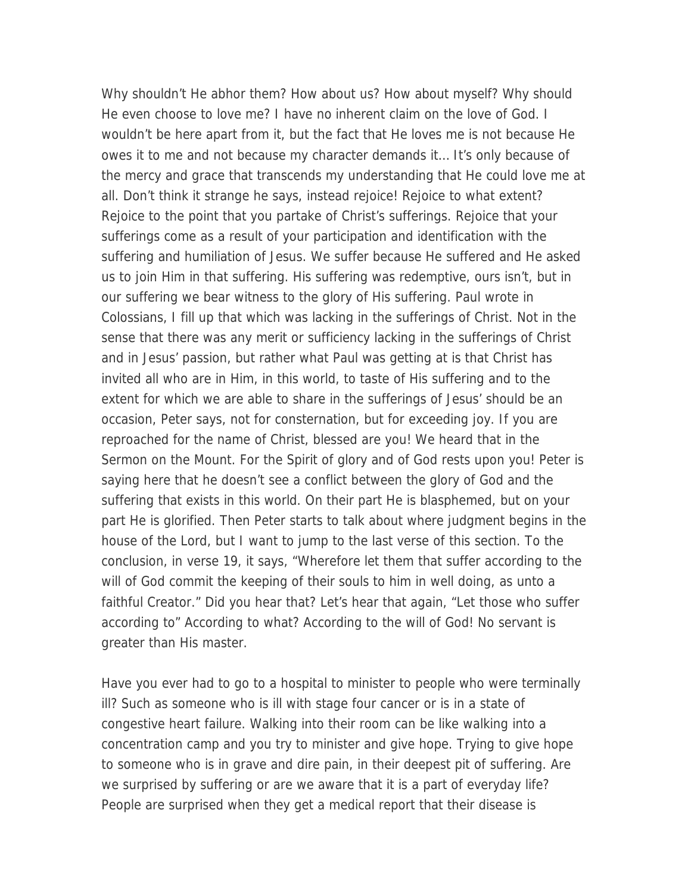Why shouldn’t He abhor them? How about us? How about myself? Why should He even choose to love me? I have no inherent claim on the love of God. I wouldn’t be here apart from it, but the fact that He loves me is not because He owes it to me and not because my character demands it... It’s only because of the mercy and grace that transcends my understanding that He could love me at all. Don’t think it strange he says, instead rejoice! Rejoice to what extent? Rejoice to the point that you partake of Christ’s sufferings. Rejoice that your sufferings come as a result of your participation and identification with the suffering and humiliation of Jesus. We suffer because He suffered and He asked us to join Him in that suffering. His suffering was redemptive, ours isn’t, but in our suffering we bear witness to the glory of His suffering. Paul wrote in Colossians, I fill up that which was lacking in the sufferings of Christ. Not in the sense that there was any merit or sufficiency lacking in the sufferings of Christ and in Jesus’ passion, but rather what Paul was getting at is that Christ has invited all who are in Him, in this world, to taste of His suffering and to the extent for which we are able to share in the sufferings of Jesus’ should be an occasion, Peter says, not for consternation, but for exceeding joy. If you are reproached for the name of Christ, blessed are you! We heard that in the Sermon on the Mount. For the Spirit of glory and of God rests upon you! Peter is saying here that he doesn’t see a conflict between the glory of God and the suffering that exists in this world. On their part He is blasphemed, but on your part He is glorified. Then Peter starts to talk about where judgment begins in the house of the Lord, but I want to jump to the last verse of this section. To the conclusion, in verse 19, it says, “Wherefore let them that suffer according to the will of God commit the keeping of their souls to him in well doing, as unto a faithful Creator.” Did you hear that? Let’s hear that again, “Let those who suffer according to” According to what? According to the will of God! No servant is greater than His master.

Have you ever had to go to a hospital to minister to people who were terminally ill? Such as someone who is ill with stage four cancer or is in a state of congestive heart failure. Walking into their room can be like walking into a concentration camp and you try to minister and give hope. Trying to give hope to someone who is in grave and dire pain, in their deepest pit of suffering. Are we surprised by suffering or are we aware that it is a part of everyday life? People are surprised when they get a medical report that their disease is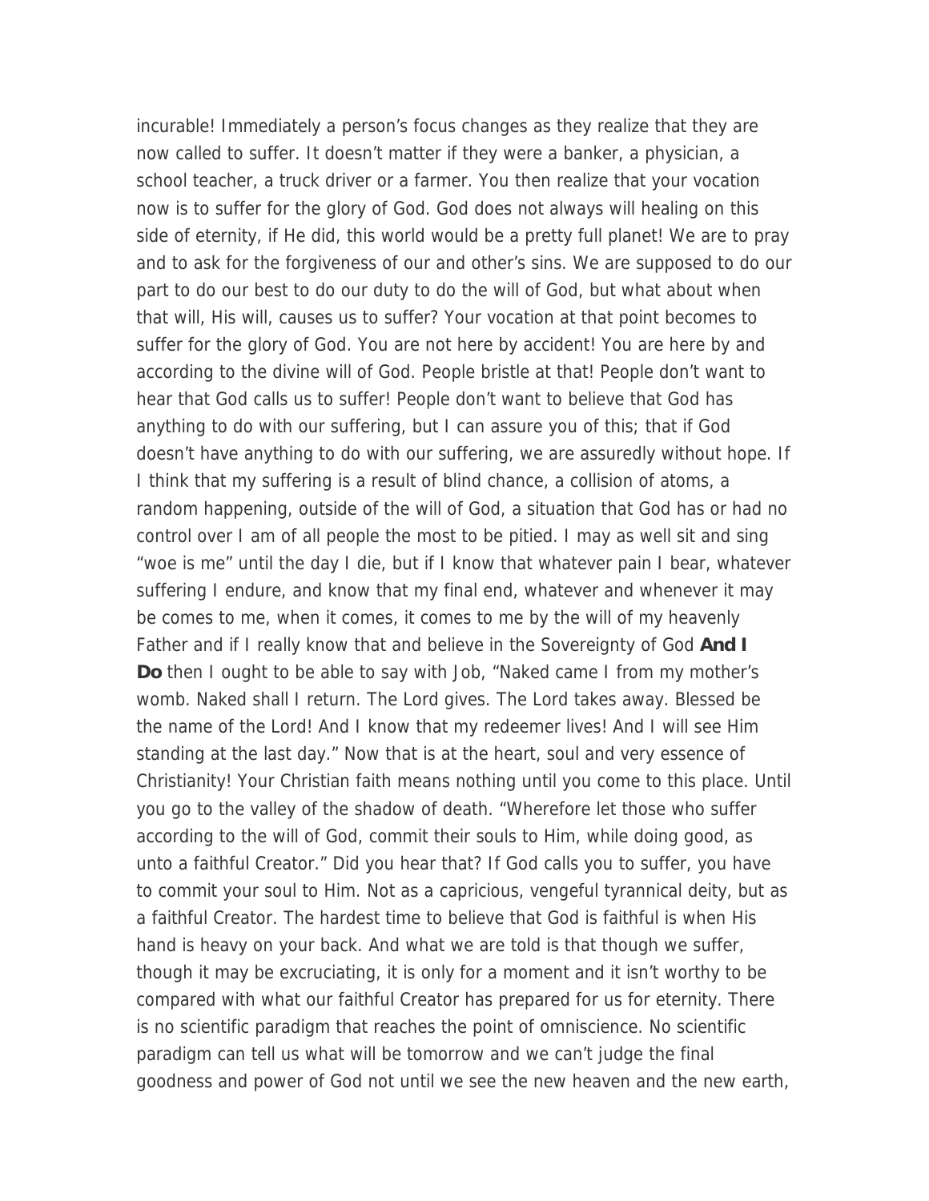incurable! Immediately a person's focus changes as they realize that they are now called to suffer. It doesn't matter if they were a banker, a physician, a school teacher, a truck driver or a farmer. You then realize that your vocation now is to suffer for the glory of God. God does not always will healing on this side of eternity, if He did, this world would be a pretty full planet! We are to pray and to ask for the forgiveness of our and other's sins. We are supposed to do our part to do our best to do our duty to do the will of God, but what about when that will, His will, causes us to suffer? Your vocation at that point becomes to suffer for the glory of God. You are not here by accident! You are here by and according to the divine will of God. People bristle at that! People don't want to hear that God calls us to suffer! People don't want to believe that God has anything to do with our suffering, but I can assure you of this; that if God doesn't have anything to do with our suffering, we are assuredly without hope. If I think that my suffering is a result of blind chance, a collision of atoms, a random happening, outside of the will of God, a situation that God has or had no control over I am of all people the most to be pitied. I may as well sit and sing "woe is me" until the day I die, but if I know that whatever pain I bear, whatever suffering I endure, and know that my final end, whatever and whenever it may be comes to me, when it comes, it comes to me by the will of my heavenly Father and if I really know that and believe in the Sovereignty of God **And I Do** then I ought to be able to say with Job, "Naked came I from my mother's womb. Naked shall I return. The Lord gives. The Lord takes away. Blessed be the name of the Lord! And I know that my redeemer lives! And I will see Him standing at the last day." Now that is at the heart, soul and very essence of Christianity! Your Christian faith means nothing until you come to this place. Until you go to the valley of the shadow of death. "Wherefore let those who suffer according to the will of God, commit their souls to Him, while doing good, as unto a faithful Creator." Did you hear that? If God calls you to suffer, you have to commit your soul to Him. Not as a capricious, vengeful tyrannical deity, but as a faithful Creator. The hardest time to believe that God is faithful is when His hand is heavy on your back. And what we are told is that though we suffer, though it may be excruciating, it is only for a moment and it isn't worthy to be compared with what our faithful Creator has prepared for us for eternity. There is no scientific paradigm that reaches the point of omniscience. No scientific paradigm can tell us what will be tomorrow and we can't judge the final goodness and power of God not until we see the new heaven and the new earth,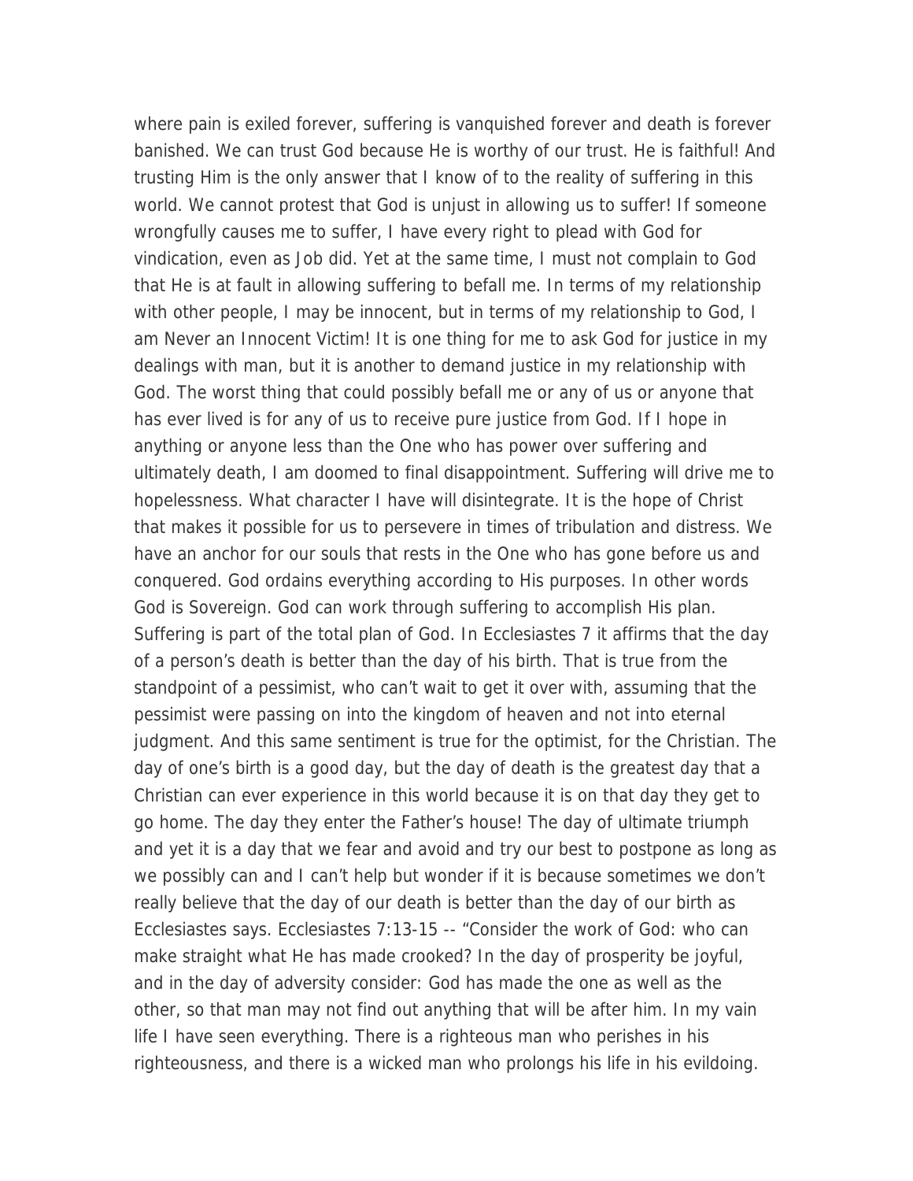where pain is exiled forever, suffering is vanquished forever and death is forever banished. We can trust God because He is worthy of our trust. He is faithful! And trusting Him is the only answer that I know of to the reality of suffering in this world. We cannot protest that God is unjust in allowing us to suffer! If someone wrongfully causes me to suffer, I have every right to plead with God for vindication, even as Job did. Yet at the same time, I must not complain to God that He is at fault in allowing suffering to befall me. In terms of my relationship with other people, I may be innocent, but in terms of my relationship to God, I am Never an Innocent Victim! It is one thing for me to ask God for justice in my dealings with man, but it is another to demand justice in my relationship with God. The worst thing that could possibly befall me or any of us or anyone that has ever lived is for any of us to receive pure justice from God. If I hope in anything or anyone less than the One who has power over suffering and ultimately death, I am doomed to final disappointment. Suffering will drive me to hopelessness. What character I have will disintegrate. It is the hope of Christ that makes it possible for us to persevere in times of tribulation and distress. We have an anchor for our souls that rests in the One who has gone before us and conquered. God ordains everything according to His purposes. In other words God is Sovereign. God can work through suffering to accomplish His plan. Suffering is part of the total plan of God. In Ecclesiastes 7 it affirms that the day of a person's death is better than the day of his birth. That is true from the standpoint of a pessimist, who can't wait to get it over with, assuming that the pessimist were passing on into the kingdom of heaven and not into eternal judgment. And this same sentiment is true for the optimist, for the Christian. The day of one's birth is a good day, but the day of death is the greatest day that a Christian can ever experience in this world because it is on that day they get to go home. The day they enter the Father's house! The day of ultimate triumph and yet it is a day that we fear and avoid and try our best to postpone as long as we possibly can and I can't help but wonder if it is because sometimes we don't really believe that the day of our death is better than the day of our birth as Ecclesiastes says. Ecclesiastes 7:13-15 -- "Consider the work of God: who can make straight what He has made crooked? In the day of prosperity be joyful, and in the day of adversity consider: God has made the one as well as the other, so that man may not find out anything that will be after him. In my vain life I have seen everything. There is a righteous man who perishes in his righteousness, and there is a wicked man who prolongs his life in his evildoing.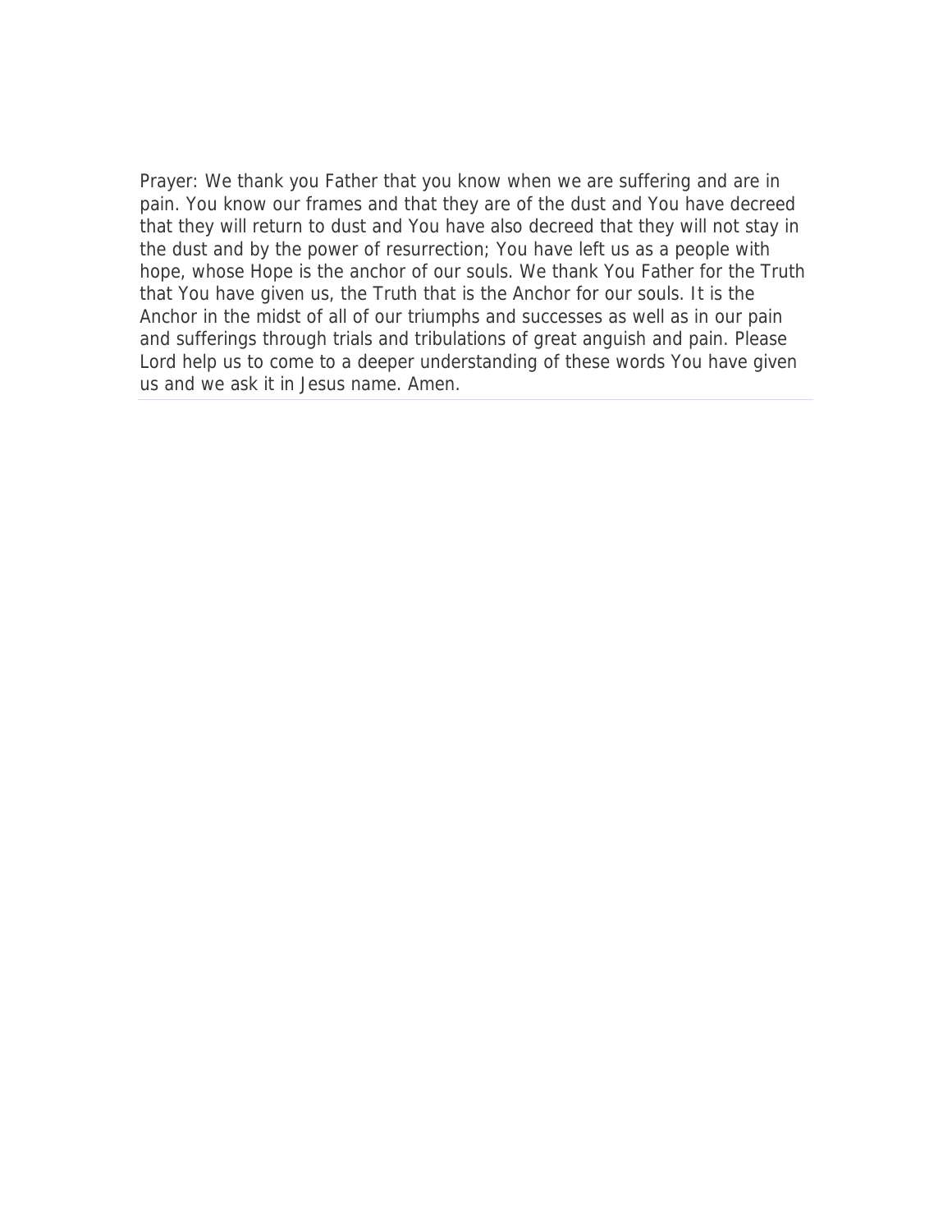Prayer: We thank you Father that you know when we are suffering and are in pain. You know our frames and that they are of the dust and You have decreed that they will return to dust and You have also decreed that they will not stay in the dust and by the power of resurrection; You have left us as a people with hope, whose Hope is the anchor of our souls. We thank You Father for the Truth that You have given us, the Truth that is the Anchor for our souls. It is the Anchor in the midst of all of our triumphs and successes as well as in our pain and sufferings through trials and tribulations of great anguish and pain. Please Lord help us to come to a deeper understanding of these words You have given us and we ask it in Jesus name. Amen.